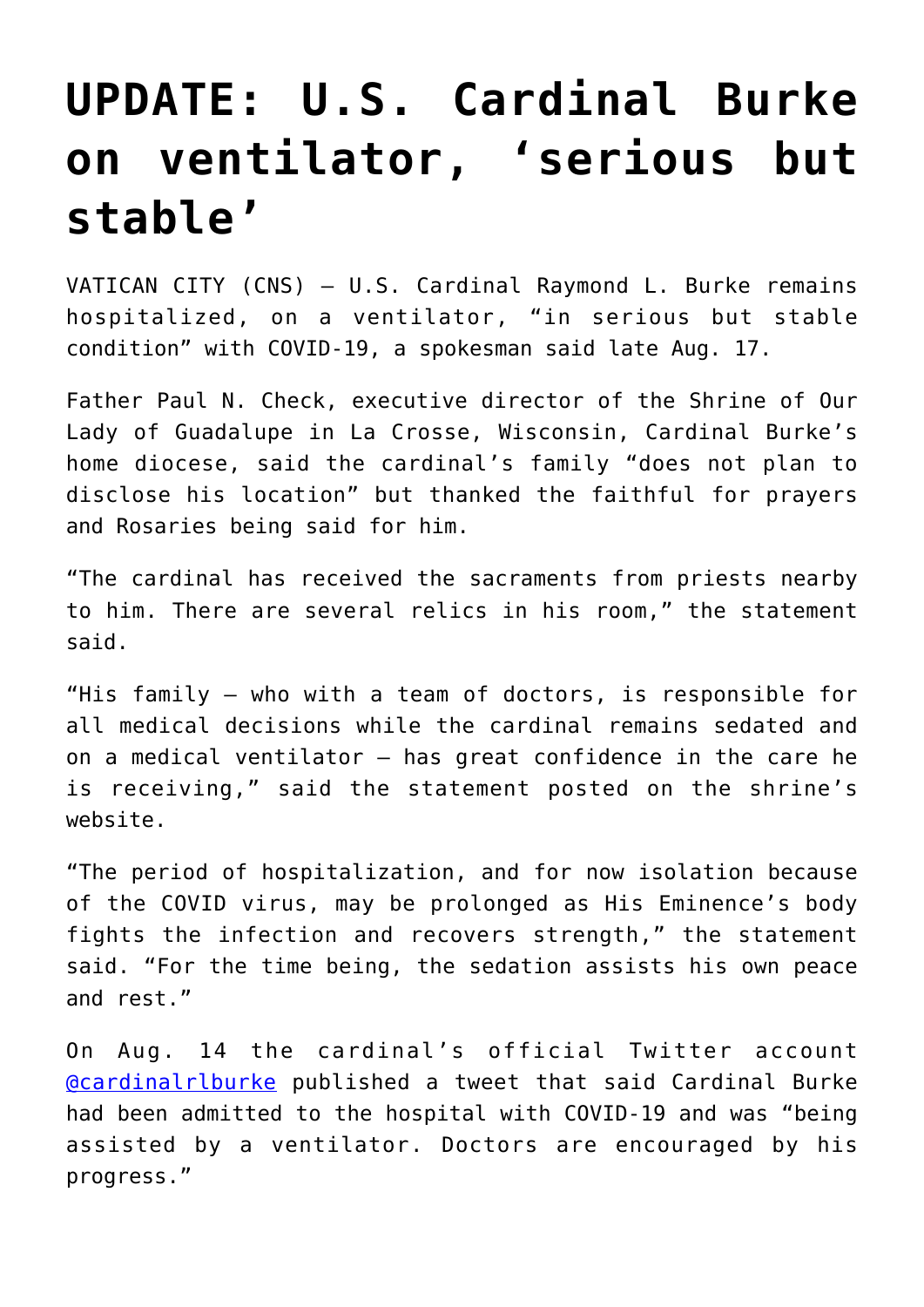# UPDATE: U.S. Cardinal Burke on ventilator, 'serious but stable'

VATICAN CITY (CNS) — U.S. Cardinal Raymond L. Burke remains hospitalized, on a ventilator, "in serious but stable condition" with COVID-19, a spokesman said late Aug. 17.

Father Paul N. Check, executive director of the Shrine of Our Lady of Guadalupe in La Crosse, Wisconsin, Cardinal Burke's home diocese, said the cardinal's family "does not plan to disclose his location" but thanked the faithful for prayers and Rosaries being said for him.

"The cardinal has received the sacraments from priests nearby to him. There are several relics in his room," the statement said.

"His family — who with a team of doctors, is responsible for all medical decisions while the cardinal remains sedated and on a medical ventilator — has great confidence in the care he is receiving," said the statement posted on the shrine's website.

"The period of hospitalization, and for now isolation because of the COVID virus, may be prolonged as His Eminence's body fights the infection and recovers strength," the statement said. "For the time being, the sedation assists his own peace and rest."

On Aug. 14 the cardinal's official Twitter account @cardinalrlburke published a tweet that said Cardinal Burke had been admitted to the hospital with COVID-19 and was "being assisted by a ventilator. Doctors are encouraged by his progress."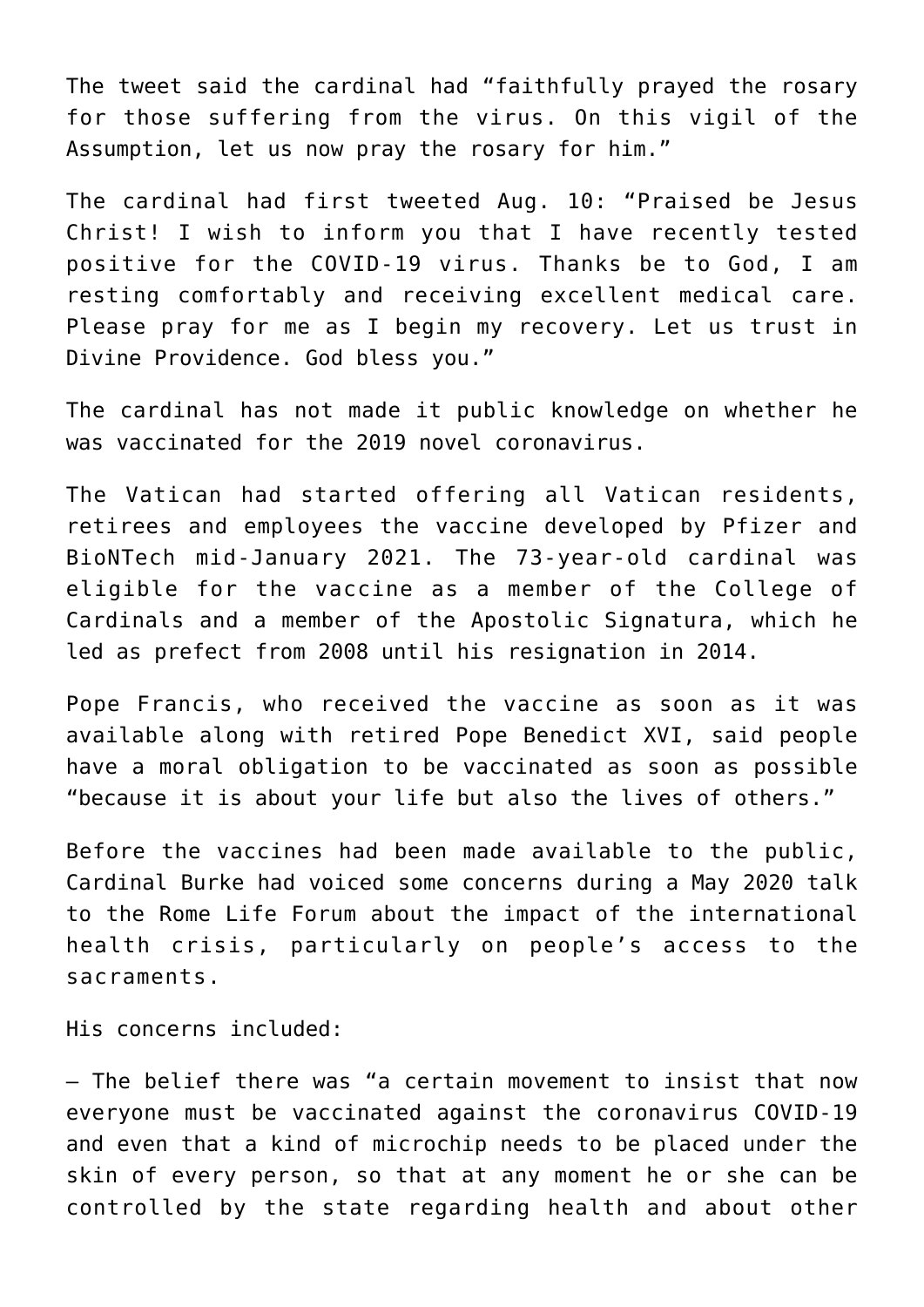The tweet said the cardinal had “faithfully prayed the rosary for those suffering from the virus. On this vigil of the Assumption, let us now pray the rosary for him.”

The cardinal had first tweeted Aug. 10: “Praised be Jesus Christ! I wish to inform you that I have recently tested positive for the COVID-19 virus. Thanks be to God, I am resting comfortably and receiving excellent medical care. Please pray for me as I begin my recovery. Let us trust in Divine Providence. God bless you.”

The cardinal has not made it public knowledge on whether he was vaccinated for the 2019 novel coronavirus.

The Vatican had started offering all Vatican residents, retirees and employees the vaccine developed by Pfizer and BioNTech mid-January 2021. The 73-year-old cardinal was eligible for the vaccine as a member of the College of Cardinals and a member of the Apostolic Signatura, which he led as prefect from 2008 until his resignation in 2014.

Pope Francis, who received the vaccine as soon as it was available along with retired Pope Benedict XVI, said people have a moral obligation to be vaccinated as soon as possible “because it is about your life but also the lives of others.”

Before the vaccines had been made available to the public, Cardinal Burke had voiced some concerns during a May 2020 talk to the Rome Life Forum about the impact of the international health crisis, particularly on people’s access to the sacraments.

His concerns included:

– The belief there was “a certain movement to insist that now everyone must be vaccinated against the coronavirus COVID-19 and even that a kind of microchip needs to be placed under the skin of every person, so that at any moment he or she can be controlled by the state regarding health and about other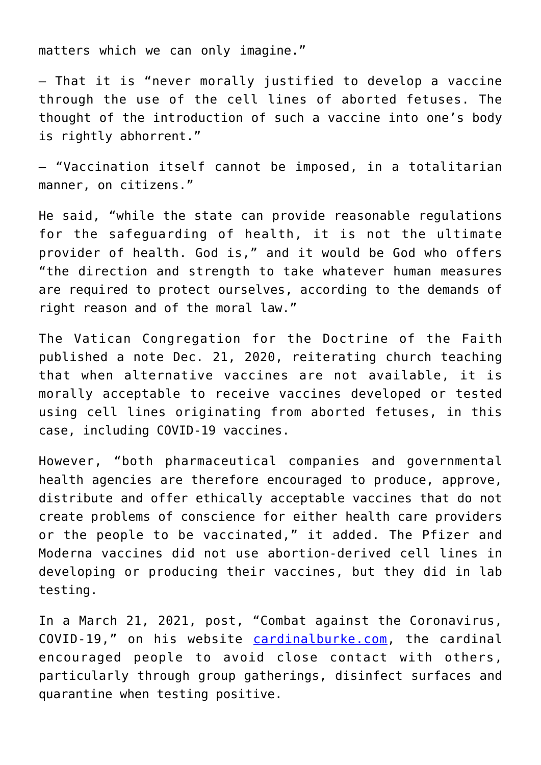matters which we can only imagine."

– That it is "never morally justified to develop a vaccine through the use of the cell lines of aborted fetuses. The thought of the introduction of such a vaccine into one's body is rightly abhorrent."

– "Vaccination itself cannot be imposed, in a totalitarian manner, on citizens."

He said, "while the state can provide reasonable regulations for the safeguarding of health, it is not the ultimate provider of health. God is," and it would be God who offers "the direction and strength to take whatever human measures are required to protect ourselves, according to the demands of right reason and of the moral law."

The Vatican Congregation for the Doctrine of the Faith published a note Dec. 21, 2020, reiterating church teaching that when alternative vaccines are not available, it is morally acceptable to receive vaccines developed or tested using cell lines originating from aborted fetuses, in this case, including COVID-19 vaccines.

However, "both pharmaceutical companies and governmental health agencies are therefore encouraged to produce, approve, distribute and offer ethically acceptable vaccines that do not create problems of conscience for either health care providers or the people to be vaccinated," it added. The Pfizer and Moderna vaccines did not use abortion-derived cell lines in developing or producing their vaccines, but they did in lab testing.

In a March 21, 2021, post, "Combat against the Coronavirus, COVID-19," on his website [cardinalburke.com](cardinalburke.com), the cardinal encouraged people to avoid close contact with others, particularly through group gatherings, disinfect surfaces and quarantine when testing positive.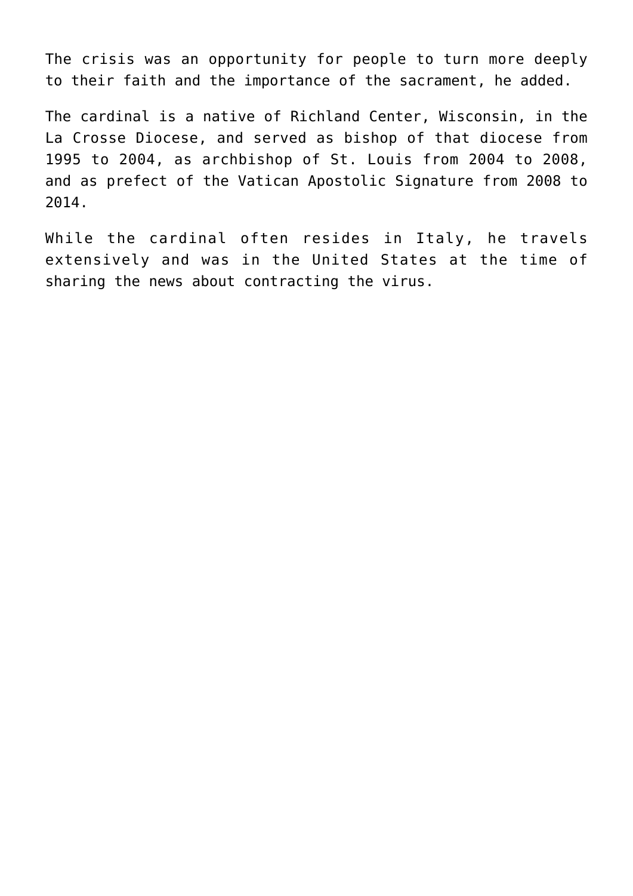The crisis was an opportunity for people to turn more deeply to their faith and the importance of the sacrament, he added.

The cardinal is a native of Richland Center, Wisconsin, in the La Crosse Diocese, and served as bishop of that diocese from 1995 to 2004, as archbishop of St. Louis from 2004 to 2008, and as prefect of the Vatican Apostolic Signature from 2008 to 2014.

While the cardinal often resides in Italy, he travels extensively and was in the United States at the time of sharing the news about contracting the virus.